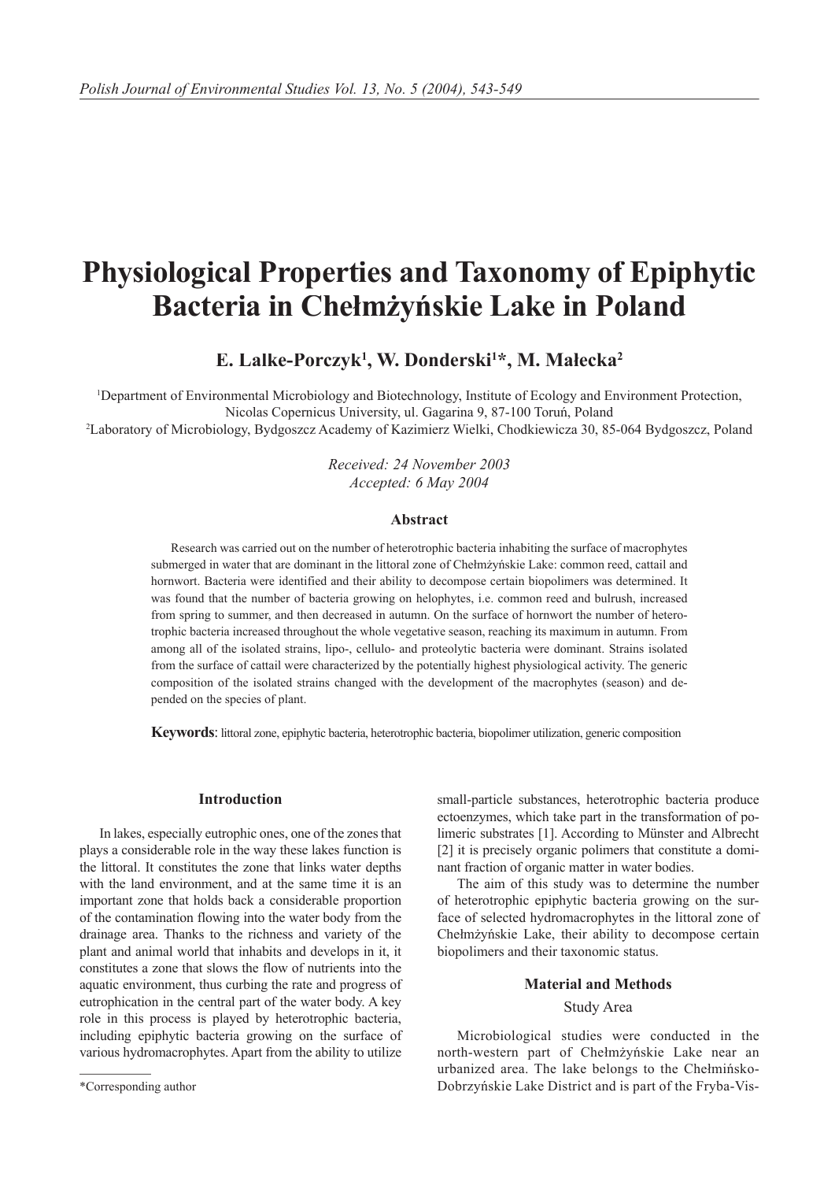# Physiological Properties and Taxonomy of Epiphytic Bacteria in Chełmżyńskie Lake in Poland

**E. Lalke-Porczyk[1], W. Donderski[1]*, M. Małecka[2]**

[1]Department of Environmental Microbiology and Biotechnology, Institute of Ecology and Environment Protection, Nicolas Copernicus University, ul. Gagarina 9, 87-100 Toruń, Poland

[2]Laboratory of Microbiology, Bydgoszcz Academy of Kazimierz Wielki, Chodkiewicza 30, 85-064 Bydgoszcz, Poland

*Received: 24 November 2003*
*Accepted: 6 May 2004*

### Abstract

Research was carried out on the number of heterotrophic bacteria inhabiting the surface of macrophytes submerged in water that are dominant in the littoral zone of Chełmżyńskie Lake: common reed, cattail and hornwort. Bacteria were identified and their ability to decompose certain biopolimers was determined. It was found that the number of bacteria growing on helophytes, i.e. common reed and bulrush, increased from spring to summer, and then decreased in autumn. On the surface of hornwort the number of heterotrophic bacteria increased throughout the whole vegetative season, reaching its maximum in autumn. From among all of the isolated strains, lipo-, cellulo- and proteolytic bacteria were dominant. Strains isolated from the surface of cattail were characterized by the potentially highest physiological activity. The generic composition of the isolated strains changed with the development of the macrophytes (season) and depended on the species of plant.

**Keywords**: littoral zone, epiphytic bacteria, heterotrophic bacteria, biopolimer utilization, generic composition

## Introduction

In lakes, especially eutrophic ones, one of the zones that plays a considerable role in the way these lakes function is the littoral. It constitutes the zone that links water depths with the land environment, and at the same time it is an important zone that holds back a considerable proportion of the contamination flowing into the water body from the drainage area. Thanks to the richness and variety of the plant and animal world that inhabits and develops in it, it constitutes a zone that slows the flow of nutrients into the aquatic environment, thus curbing the rate and progress of eutrophication in the central part of the water body. A key role in this process is played by heterotrophic bacteria, including epiphytic bacteria growing on the surface of various hydromacrophytes. Apart from the ability to utilize small-particle substances, heterotrophic bacteria produce ectoenzymes, which take part in the transformation of polimeric substrates [1]. According to Münster and Albrecht [2] it is precisely organic polimers that constitute a dominant fraction of organic matter in water bodies.

The aim of this study was to determine the number of heterotrophic epiphytic bacteria growing on the surface of selected hydromacrophytes in the littoral zone of Chełmżyńskie Lake, their ability to decompose certain biopolimers and their taxonomic status.

## Material and Methods

### Study Area

Microbiological studies were conducted in the north-western part of Chełmżyńskie Lake near an urbanized area. The lake belongs to the Chełmińsko-Dobrzyńskie Lake District and is part of the Fryba-Vis-

*Corresponding author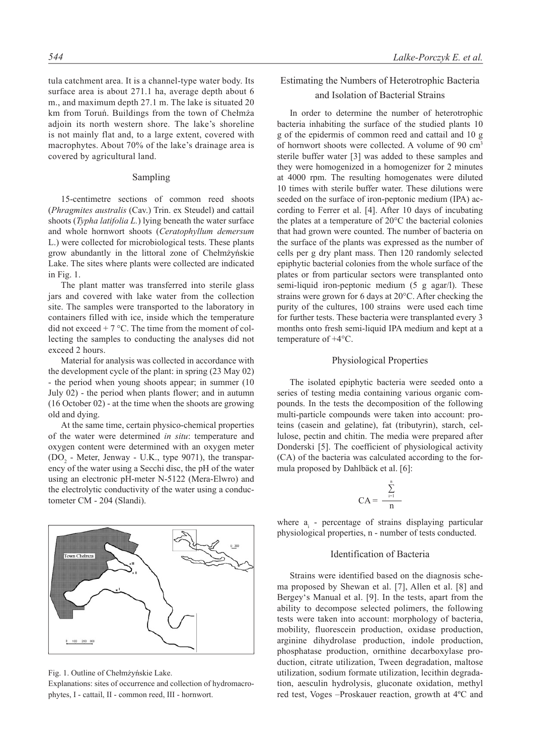tula catchment area. It is a channel-type water body. Its surface area is about 271.1 ha, average depth about 6 m., and maximum depth 27.1 m. The lake is situated 20 km from Toruń. Buildings from the town of Chełmża adjoin its north western shore. The lake's shoreline is not mainly flat and, to a large extent, covered with macrophytes. About 70% of the lake's drainage area is covered by agricultural land.

## Sampling

15-centimetre sections of common reed shoots (*Phragmites australis* (Cav.) Trin. ex Steudel) and cattail shoots (*Typha latifolia L.*) lying beneath the water surface and whole hornwort shoots (*Ceratophyllum demersum* L.) were collected for microbiological tests. These plants grow abundantly in the littoral zone of Chełmżyńskie Lake. The sites where plants were collected are indicated in Fig. 1.

The plant matter was transferred into sterile glass jars and covered with lake water from the collection site. The samples were transported to the laboratory in containers filled with ice, inside which the temperature did not exceed + 7 °C. The time from the moment of collecting the samples to conducting the analyses did not exceed 2 hours.

Material for analysis was collected in accordance with the development cycle of the plant: in spring (23 May 02) - the period when young shoots appear; in summer (10 July 02) - the period when plants flower; and in autumn (16 October 02) - at the time when the shoots are growing old and dying.

At the same time, certain physico-chemical properties of the water were determined *in situ*: temperature and oxygen content were determined with an oxygen meter ($DO_2$ - Meter, Jenway - U.K., type 9071), the transparency of the water using a Secchi disc, the pH of the water using an electronic pH-meter N-5122 (Mera-Elwro) and the electrolytic conductivity of the water using a conductometer CM - 204 (Slandi).

Fig. 1. Outline of Chełmżyńskie Lake.
Explanations: sites of occurrence and collection of hydromacrophytes, I - cattail, II - common reed, III - hornwort.

## Estimating the Numbers of Heterotrophic Bacteria and Isolation of Bacterial Strains

In order to determine the number of heterotrophic bacteria inhabiting the surface of the studied plants 10 g of the epidermis of common reed and cattail and 10 g of hornwort shoots were collected. A volume of 90 $cm^3$ sterile buffer water [3] was added to these samples and they were homogenized in a homogenizer for 2 minutes at 4000 rpm. The resulting homogenates were diluted 10 times with sterile buffer water. These dilutions were seeded on the surface of iron-peptonic medium (IPA) according to Ferrer et al. [4]. After 10 days of incubating the plates at a temperature of 20°C the bacterial colonies that had grown were counted. The number of bacteria on the surface of the plants was expressed as the number of cells per g dry plant mass. Then 120 randomly selected epiphytic bacterial colonies from the whole surface of the plates or from particular sectors were transplanted onto semi-liquid iron-peptonic medium (5 g agar/l). These strains were grown for 6 days at 20°C. After checking the purity of the cultures, 100 strains were used each time for further tests. These bacteria were transplanted every 3 months onto fresh semi-liquid IPA medium and kept at a temperature of +4°C.

## Physiological Properties

The isolated epiphytic bacteria were seeded onto a series of testing media containing various organic compounds. In the tests the decomposition of the following multi-particle compounds were taken into account: proteins (casein and gelatine), fat (tributyrin), starch, cellulose, pectin and chitin. The media were prepared after Donderski [5]. The coefficient of physiological activity (CA) of the bacteria was calculated according to the formula proposed by Dahlbäck et al. [6]:

$$CA = \frac{\sum_{i=1}^{n}}{n}$$

where $a_i$ - percentage of strains displaying particular physiological properties, n - number of tests conducted.

## Identification of Bacteria

Strains were identified based on the diagnosis schema proposed by Shewan et al. [7], Allen et al. [8] and Bergey's Manual et al. [9]. In the tests, apart from the ability to decompose selected polimers, the following tests were taken into account: morphology of bacteria, mobility, fluorescein production, oxidase production, arginine dihydrolase production, indole production, phosphatase production, ornithine decarboxylase production, citrate utilization, Tween degradation, maltose utilization, sodium formate utilization, lecithin degradation, aesculin hydrolysis, gluconate oxidation, methyl red test, Voges –Proskauer reaction, growth at 4ºC and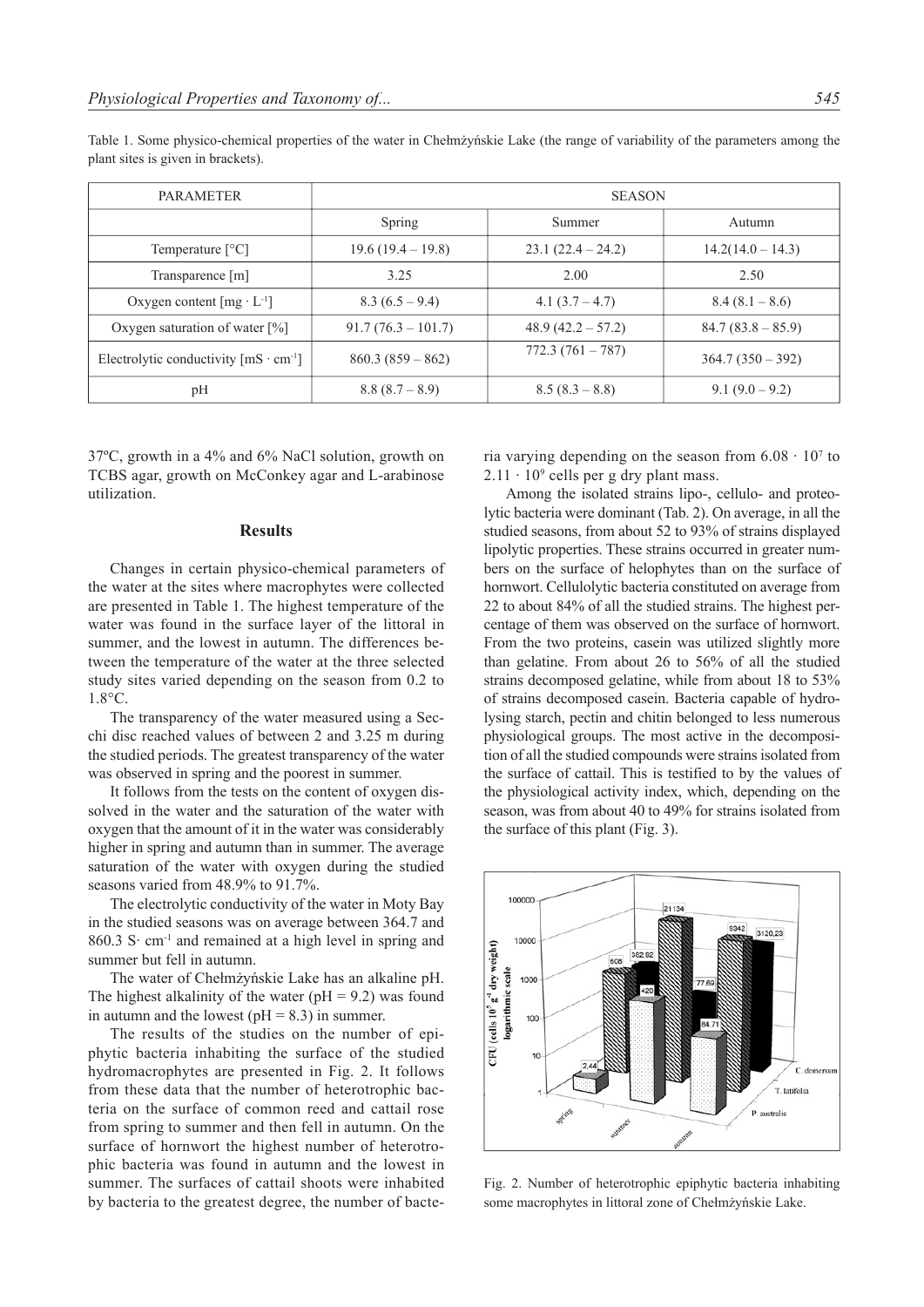Table 1. Some physico-chemical properties of the water in Chełmżyńskie Lake (the range of variability of the parameters among the plant sites is given in brackets).

| PARAMETER | SEASON | | |
|---|---|---|---|
| | Spring | Summer | Autumn |
| Temperature [°C] | 19.6 (19.4 – 19.8) | 23.1 (22.4 – 24.2) | 14.2(14.0 – 14.3) |
| Transparence [m] | 3.25 | 2.00 | 2.50 |
| Oxygen content [mg · L$^{-1}$] | 8.3 (6.5 – 9.4) | 4.1 (3.7 – 4.7) | 8.4 (8.1 – 8.6) |
| Oxygen saturation of water [%] | 91.7 (76.3 – 101.7) | 48.9 (42.2 – 57.2) | 84.7 (83.8 – 85.9) |
| Electrolytic conductivity [mS · cm$^{-1}$] | 860.3 (859 – 862) | 772.3 (761 – 787) | 364.7 (350 – 392) |
| pH | 8.8 (8.7 – 8.9) | 8.5 (8.3 – 8.8) | 9.1 (9.0 – 9.2) |

37ºC, growth in a 4% and 6% NaCl solution, growth on TCBS agar, growth on McConkey agar and L-arabinose utilization.

## Results

Changes in certain physico-chemical parameters of the water at the sites where macrophytes were collected are presented in Table 1. The highest temperature of the water was found in the surface layer of the littoral in summer, and the lowest in autumn. The differences between the temperature of the water at the three selected study sites varied depending on the season from 0.2 to 1.8°C.

The transparency of the water measured using a Secchi disc reached values of between 2 and 3.25 m during the studied periods. The greatest transparency of the water was observed in spring and the poorest in summer.

It follows from the tests on the content of oxygen dissolved in the water and the saturation of the water with oxygen that the amount of it in the water was considerably higher in spring and autumn than in summer. The average saturation of the water with oxygen during the studied seasons varied from 48.9% to 91.7%.

The electrolytic conductivity of the water in Moty Bay in the studied seasons was on average between 364.7 and 860.3 S· cm$^{-1}$ and remained at a high level in spring and summer but fell in autumn.

The water of Chełmżyńskie Lake has an alkaline pH. The highest alkalinity of the water (pH = 9.2) was found in autumn and the lowest (pH = 8.3) in summer.

The results of the studies on the number of epiphytic bacteria inhabiting the surface of the studied hydromacrophytes are presented in Fig. 2. It follows from these data that the number of heterotrophic bacteria on the surface of common reed and cattail rose from spring to summer and then fell in autumn. On the surface of hornwort the highest number of heterotrophic bacteria was found in autumn and the lowest in summer. The surfaces of cattail shoots were inhabited by bacteria to the greatest degree, the number of bacteria varying depending on the season from $6.08 \cdot 10^7$ to $2.11 \cdot 10^9$ cells per g dry plant mass.

Among the isolated strains lipo-, cellulo- and proteolytic bacteria were dominant (Tab. 2). On average, in all the studied seasons, from about 52 to 93% of strains displayed lipolytic properties. These strains occurred in greater numbers on the surface of helophytes than on the surface of hornwort. Cellulolytic bacteria constituted on average from 22 to about 84% of all the studied strains. The highest percentage of them was observed on the surface of hornwort. From the two proteins, casein was utilized slightly more than gelatine. From about 26 to 56% of all the studied strains decomposed gelatine, while from about 18 to 53% of strains decomposed casein. Bacteria capable of hydrolysing starch, pectin and chitin belonged to less numerous physiological groups. The most active in the decomposition of all the studied compounds were strains isolated from the surface of cattail. This is testified to by the values of the physiological activity index, which, depending on the season, was from about 40 to 49% for strains isolated from the surface of this plant (Fig. 3).

Fig. 2. Number of heterotrophic epiphytic bacteria inhabiting some macrophytes in littoral zone of Chełmżyńskie Lake.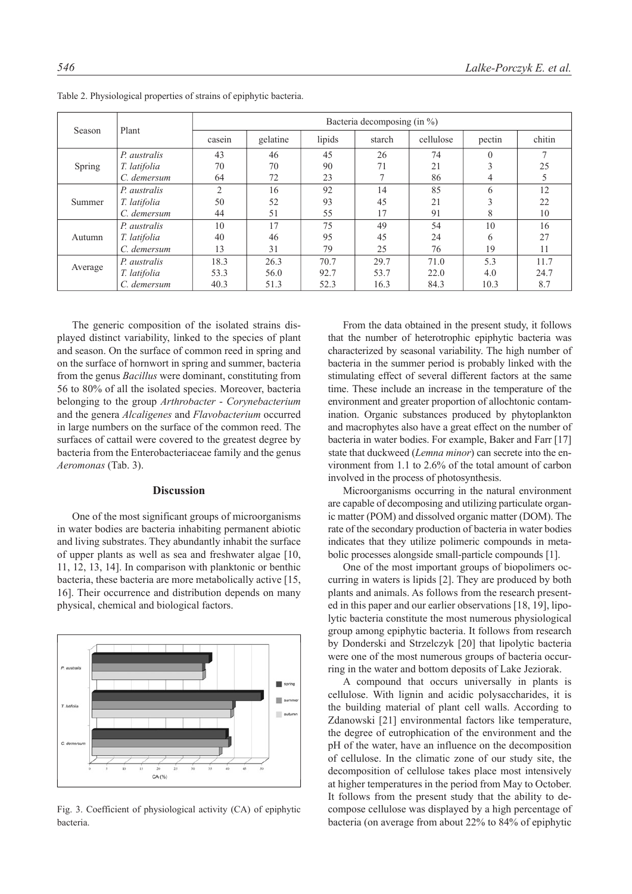Table 2. Physiological properties of strains of epiphytic bacteria.

| Season | Plant | Bacteria decomposing (in %) | | | | | | |
|---|---|---|---|---|---|---|---|---|
| | | casein | gelatine | lipids | starch | cellulose | pectin | chitin |
| Spring | *P. australis* | 43 | 46 | 45 | 26 | 74 | 0 | 7 |
| | *T. latifolia* | 70 | 70 | 90 | 71 | 21 | 3 | 25 |
| | *C. demersum* | 64 | 72 | 23 | 7 | 86 | 4 | 5 |
| Summer | *P. australis* | 2 | 16 | 92 | 14 | 85 | 6 | 12 |
| | *T. latifolia* | 50 | 52 | 93 | 45 | 21 | 3 | 22 |
| | *C. demersum* | 44 | 51 | 55 | 17 | 91 | 8 | 10 |
| Autumn | *P. australis* | 10 | 17 | 75 | 49 | 54 | 10 | 16 |
| | *T. latifolia* | 40 | 46 | 95 | 45 | 24 | 6 | 27 |
| | *C. demersum* | 13 | 31 | 79 | 25 | 76 | 19 | 11 |
| Average | *P. australis* | 18.3 | 26.3 | 70.7 | 29.7 | 71.0 | 5.3 | 11.7 |
| | *T. latifolia* | 53.3 | 56.0 | 92.7 | 53.7 | 22.0 | 4.0 | 24.7 |
| | *C. demersum* | 40.3 | 51.3 | 52.3 | 16.3 | 84.3 | 10.3 | 8.7 |

The generic composition of the isolated strains displayed distinct variability, linked to the species of plant and season. On the surface of common reed in spring and on the surface of hornwort in spring and summer, bacteria from the genus *Bacillus* were dominant, constituting from 56 to 80% of all the isolated species. Moreover, bacteria belonging to the group *Arthrobacter* - *Corynebacterium* and the genera *Alcaligenes* and *Flavobacterium* occurred in large numbers on the surface of the common reed. The surfaces of cattail were covered to the greatest degree by bacteria from the Enterobacteriaceae family and the genus *Aeromonas* (Tab. 3).

## Discussion

One of the most significant groups of microorganisms in water bodies are bacteria inhabiting permanent abiotic and living substrates. They abundantly inhabit the surface of upper plants as well as sea and freshwater algae [10, 11, 12, 13, 14]. In comparison with planktonic or benthic bacteria, these bacteria are more metabolically active [15, 16]. Their occurrence and distribution depends on many physical, chemical and biological factors.

Fig. 3. Coefficient of physiological activity (CA) of epiphytic bacteria.

From the data obtained in the present study, it follows that the number of heterotrophic epiphytic bacteria was characterized by seasonal variability. The high number of bacteria in the summer period is probably linked with the stimulating effect of several different factors at the same time. These include an increase in the temperature of the environment and greater proportion of allochtonic contamination. Organic substances produced by phytoplankton and macrophytes also have a great effect on the number of bacteria in water bodies. For example, Baker and Farr [17] state that duckweed (*Lemna minor*) can secrete into the environment from 1.1 to 2.6% of the total amount of carbon involved in the process of photosynthesis.

Microorganisms occurring in the natural environment are capable of decomposing and utilizing particulate organic matter (POM) and dissolved organic matter (DOM). The rate of the secondary production of bacteria in water bodies indicates that they utilize polimeric compounds in metabolic processes alongside small-particle compounds [1].

One of the most important groups of biopolimers occurring in waters is lipids [2]. They are produced by both plants and animals. As follows from the research presented in this paper and our earlier observations [18, 19], lipolytic bacteria constitute the most numerous physiological group among epiphytic bacteria. It follows from research by Donderski and Strzelczyk [20] that lipolytic bacteria were one of the most numerous groups of bacteria occurring in the water and bottom deposits of Lake Jeziorak.

A compound that occurs universally in plants is cellulose. With lignin and acidic polysaccharides, it is the building material of plant cell walls. According to Zdanowski [21] environmental factors like temperature, the degree of eutrophication of the environment and the pH of the water, have an influence on the decomposition of cellulose. In the climatic zone of our study site, the decomposition of cellulose takes place most intensively at higher temperatures in the period from May to October. It follows from the present study that the ability to decompose cellulose was displayed by a high percentage of bacteria (on average from about 22% to 84% of epiphytic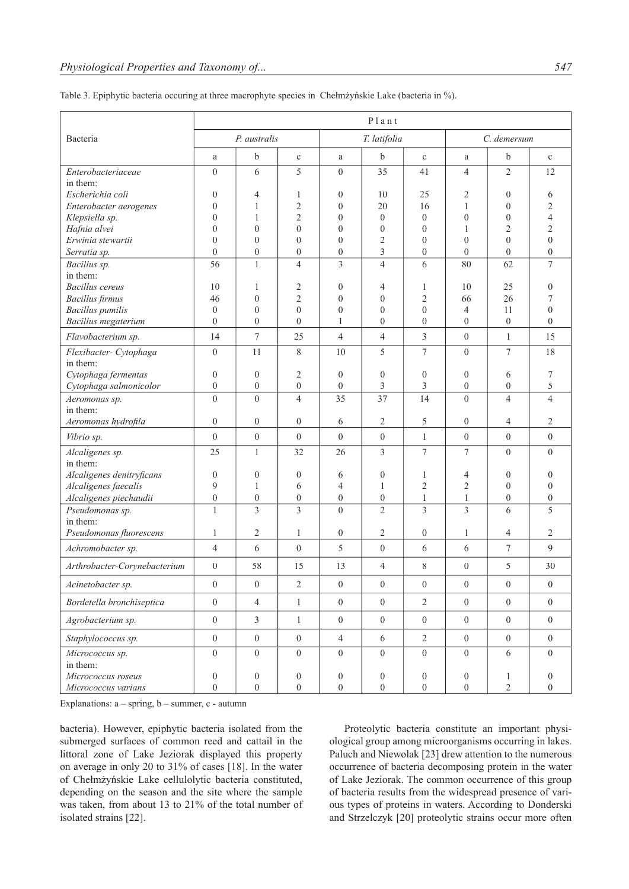Table 3. Epiphytic bacteria occuring at three macrophyte species in Chełmżyńskie Lake (bacteria in %).

| Bacteria | Plant | | | | | | | | |
|---|---|---|---|---|---|---|---|---|---|
| | *P. australis* | | | *T. latifolia* | | | *C. demersum* | | |
| | a | b | c | a | b | c | a | b | c |
| *Enterobacteriaceae* | 0 | 6 | 5 | 0 | 35 | 41 | 4 | 2 | 12 |
| in them: | | | | | | | | | |
| *Escherichia coli* | 0 | 4 | 1 | 0 | 10 | 25 | 2 | 0 | 6 |
| *Enterobacter aerogenes* | 0 | 1 | 2 | 0 | 20 | 16 | 1 | 0 | 2 |
| *Klepsiella sp.* | 0 | 1 | 2 | 0 | 0 | 0 | 0 | 0 | 4 |
| *Hafnia alvei* | 0 | 0 | 0 | 0 | 0 | 0 | 1 | 2 | 2 |
| *Erwinia stewartii* | 0 | 0 | 0 | 0 | 2 | 0 | 0 | 0 | 0 |
| *Serratia sp.* | 0 | 0 | 0 | 0 | 3 | 0 | 0 | 0 | 0 |
| *Bacillus sp.* | 56 | 1 | 4 | 3 | 4 | 6 | 80 | 62 | 7 |
| in them: | | | | | | | | | |
| *Bacillus cereus* | 10 | 1 | 2 | 0 | 4 | 1 | 10 | 25 | 0 |
| *Bacillus firmus* | 46 | 0 | 2 | 0 | 0 | 2 | 66 | 26 | 7 |
| *Bacillus pumilis* | 0 | 0 | 0 | 0 | 0 | 0 | 4 | 11 | 0 |
| *Bacillus megaterium* | 0 | 0 | 0 | 1 | 0 | 0 | 0 | 0 | 0 |
| *Flavobacterium sp.* | 14 | 7 | 25 | 4 | 4 | 3 | 0 | 1 | 15 |
| *Flexibacter- Cytophaga* | 0 | 11 | 8 | 10 | 5 | 7 | 0 | 7 | 18 |
| in them: | | | | | | | | | |
| *Cytophaga fermentas* | 0 | 0 | 2 | 0 | 0 | 0 | 0 | 6 | 7 |
| *Cytophaga salmonicolor* | 0 | 0 | 0 | 0 | 3 | 3 | 0 | 0 | 5 |
| *Aeromonas sp.* | 0 | 0 | 4 | 35 | 37 | 14 | 0 | 4 | 4 |
| in them: | | | | | | | | | |
| *Aeromonas hydrofila* | 0 | 0 | 0 | 6 | 2 | 5 | 0 | 4 | 2 |
| *Vibrio sp.* | 0 | 0 | 0 | 0 | 0 | 1 | 0 | 0 | 0 |
| *Alcaligenes sp.* | 25 | 1 | 32 | 26 | 3 | 7 | 7 | 0 | 0 |
| in them: | | | | | | | | | |
| *Alcaligenes denitryficans* | 0 | 0 | 0 | 6 | 0 | 1 | 4 | 0 | 0 |
| *Alcaligenes faecalis* | 9 | 1 | 6 | 4 | 1 | 2 | 2 | 0 | 0 |
| *Alcaligenes piechaudii* | 0 | 0 | 0 | 0 | 0 | 1 | 1 | 0 | 0 |
| *Pseudomonas sp.* | 1 | 3 | 3 | 0 | 2 | 3 | 3 | 6 | 5 |
| in them: | | | | | | | | | |
| *Pseudomonas fluorescens* | 1 | 2 | 1 | 0 | 2 | 0 | 1 | 4 | 2 |
| *Achromobacter sp.* | 4 | 6 | 0 | 5 | 0 | 6 | 6 | 7 | 9 |
| *Arthrobacter-Corynebacterium* | 0 | 58 | 15 | 13 | 4 | 8 | 0 | 5 | 30 |
| *Acinetobacter sp.* | 0 | 0 | 2 | 0 | 0 | 0 | 0 | 0 | 0 |
| *Bordetella bronchiseptica* | 0 | 4 | 1 | 0 | 0 | 2 | 0 | 0 | 0 |
| *Agrobacterium sp.* | 0 | 3 | 1 | 0 | 0 | 0 | 0 | 0 | 0 |
| *Staphylococcus sp.* | 0 | 0 | 0 | 4 | 6 | 2 | 0 | 0 | 0 |
| *Micrococcus sp.* | 0 | 0 | 0 | 0 | 0 | 0 | 0 | 6 | 0 |
| in them: | | | | | | | | | |
| *Micrococcus roseus* | 0 | 0 | 0 | 0 | 0 | 0 | 0 | 1 | 0 |
| *Micrococcus varians* | 0 | 0 | 0 | 0 | 0 | 0 | 0 | 2 | 0 |

Explanations: a – spring, b – summer, c - autumn

bacteria). However, epiphytic bacteria isolated from the submerged surfaces of common reed and cattail in the littoral zone of Lake Jeziorak displayed this property on average in only 20 to 31% of cases [18]. In the water of Chełmżyńskie Lake cellulolytic bacteria constituted, depending on the season and the site where the sample was taken, from about 13 to 21% of the total number of isolated strains [22].

Proteolytic bacteria constitute an important physiological group among microorganisms occurring in lakes. Paluch and Niewolak [23] drew attention to the numerous occurrence of bacteria decomposing protein in the water of Lake Jeziorak. The common occurrence of this group of bacteria results from the widespread presence of various types of proteins in waters. According to Donderski and Strzelczyk [20] proteolytic strains occur more often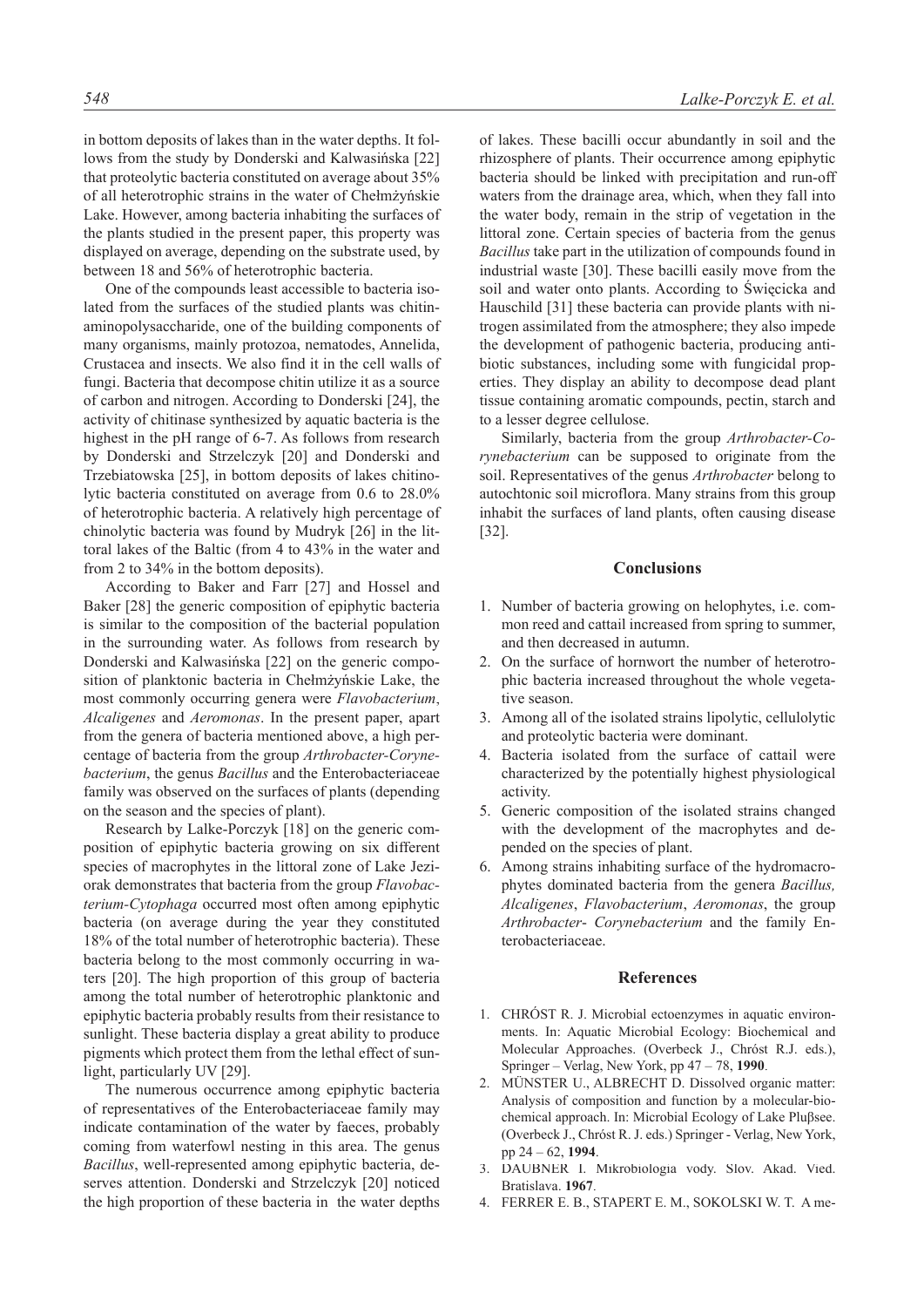in bottom deposits of lakes than in the water depths. It follows from the study by Donderski and Kalwasińska [22] that proteolytic bacteria constituted on average about 35% of all heterotrophic strains in the water of Chełmżyńskie Lake. However, among bacteria inhabiting the surfaces of the plants studied in the present paper, this property was displayed on average, depending on the substrate used, by between 18 and 56% of heterotrophic bacteria.

One of the compounds least accessible to bacteria isolated from the surfaces of the studied plants was chitin-aminopolysaccharide, one of the building components of many organisms, mainly protozoa, nematodes, Annelida, Crustacea and insects. We also find it in the cell walls of fungi. Bacteria that decompose chitin utilize it as a source of carbon and nitrogen. According to Donderski [24], the activity of chitinase synthesized by aquatic bacteria is the highest in the pH range of 6-7. As follows from research by Donderski and Strzelczyk [20] and Donderski and Trzebiatowska [25], in bottom deposits of lakes chitinolytic bacteria constituted on average from 0.6 to 28.0% of heterotrophic bacteria. A relatively high percentage of chinolytic bacteria was found by Mudryk [26] in the littoral lakes of the Baltic (from 4 to 43% in the water and from 2 to 34% in the bottom deposits).

According to Baker and Farr [27] and Hossel and Baker [28] the generic composition of epiphytic bacteria is similar to the composition of the bacterial population in the surrounding water. As follows from research by Donderski and Kalwasińska [22] on the generic composition of planktonic bacteria in Chełmżyńskie Lake, the most commonly occurring genera were *Flavobacterium*, *Alcaligenes* and *Aeromonas*. In the present paper, apart from the genera of bacteria mentioned above, a high percentage of bacteria from the group *Arthrobacter-Corynebacterium*, the genus *Bacillus* and the Enterobacteriaceae family was observed on the surfaces of plants (depending on the season and the species of plant).

Research by Lalke-Porczyk [18] on the generic composition of epiphytic bacteria growing on six different species of macrophytes in the littoral zone of Lake Jeziorak demonstrates that bacteria from the group *Flavobacterium-Cytophaga* occurred most often among epiphytic bacteria (on average during the year they constituted 18% of the total number of heterotrophic bacteria). These bacteria belong to the most commonly occurring in waters [20]. The high proportion of this group of bacteria among the total number of heterotrophic planktonic and epiphytic bacteria probably results from their resistance to sunlight. These bacteria display a great ability to produce pigments which protect them from the lethal effect of sunlight, particularly UV [29].

The numerous occurrence among epiphytic bacteria of representatives of the Enterobacteriaceae family may indicate contamination of the water by faeces, probably coming from waterfowl nesting in this area. The genus *Bacillus*, well-represented among epiphytic bacteria, deserves attention. Donderski and Strzelczyk [20] noticed the high proportion of these bacteria in the water depths of lakes. These bacilli occur abundantly in soil and the rhizosphere of plants. Their occurrence among epiphytic bacteria should be linked with precipitation and run-off waters from the drainage area, which, when they fall into the water body, remain in the strip of vegetation in the littoral zone. Certain species of bacteria from the genus *Bacillus* take part in the utilization of compounds found in industrial waste [30]. These bacilli easily move from the soil and water onto plants. According to Święcicka and Hauschild [31] these bacteria can provide plants with nitrogen assimilated from the atmosphere; they also impede the development of pathogenic bacteria, producing antibiotic substances, including some with fungicidal properties. They display an ability to decompose dead plant tissue containing aromatic compounds, pectin, starch and to a lesser degree cellulose.

Similarly, bacteria from the group *Arthrobacter-Corynebacterium* can be supposed to originate from the soil. Representatives of the genus *Arthrobacter* belong to autochtonic soil microflora. Many strains from this group inhabit the surfaces of land plants, often causing disease [32].

## Conclusions

1. Number of bacteria growing on helophytes, i.e. common reed and cattail increased from spring to summer, and then decreased in autumn.
2. On the surface of hornwort the number of heterotrophic bacteria increased throughout the whole vegetative season.
3. Among all of the isolated strains lipolytic, cellulolytic and proteolytic bacteria were dominant.
4. Bacteria isolated from the surface of cattail were characterized by the potentially highest physiological activity.
5. Generic composition of the isolated strains changed with the development of the macrophytes and depended on the species of plant.
6. Among strains inhabiting surface of the hydromacrophytes dominated bacteria from the genera *Bacillus, Alcaligenes*, *Flavobacterium*, *Aeromonas*, the group *Arthrobacter- Corynebacterium* and the family Enterobacteriaceae.

## References

1. CHRÓST R. J. Microbial ectoenzymes in aquatic environments. In: Aquatic Microbial Ecology: Biochemical and Molecular Approaches. (Overbeck J., Chróst R.J. eds.), Springer – Verlag, New York, pp 47 – 78, **1990**.
2. MÜNSTER U., ALBRECHT D. Dissolved organic matter: Analysis of composition and function by a molecular-biochemical approach. In: Microbial Ecology of Lake Pluβsee. (Overbeck J., Chróst R. J. eds.) Springer - Verlag, New York, pp 24 – 62, **1994**.
3. DAUBNER I. Mikrobiologia vody. Slov. Akad. Vied. Bratislava. **1967**.
4. FERRER E. B., STAPERT E. M., SOKOLSKI W. T. A me-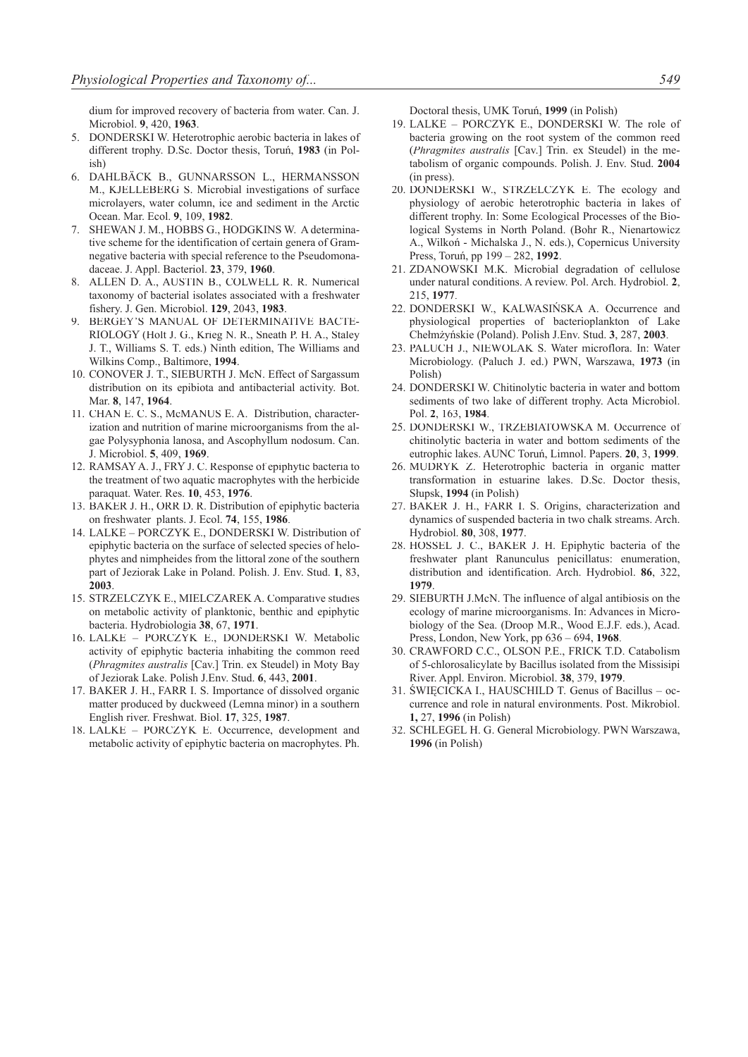dium for improved recovery of bacteria from water. Can. J. Microbiol. **9**, 420, **1963**.

5. DONDERSKI W. Heterotrophic aerobic bacteria in lakes of different trophy. D.Sc. Doctor thesis, Toruń, **1983** (in Polish)
6. DAHLBÄCK B., GUNNARSSON L., HERMANSSON M., KJELLEBERG S. Microbial investigations of surface microlayers, water column, ice and sediment in the Arctic Ocean. Mar. Ecol. **9**, 109, **1982**.
7. SHEWAN J. M., HOBBS G., HODGKINS W. A determinative scheme for the identification of certain genera of Gram-negative bacteria with special reference to the Pseudomonadaceae. J. Appl. Bacteriol. **23**, 379, **1960**.
8. ALLEN D. A., AUSTIN B., COLWELL R. R. Numerical taxonomy of bacterial isolates associated with a freshwater fishery. J. Gen. Microbiol. **129**, 2043, **1983**.
9. BERGEY'S MANUAL OF DETERMINATIVE BACTERIOLOGY (Holt J. G., Krieg N. R., Sneath P. H. A., Staley J. T., Williams S. T. eds.) Ninth edition, The Williams and Wilkins Comp., Baltimore, **1994**.
10. CONOVER J. T., SIEBURTH J. McN. Effect of Sargassum distribution on its epibiota and antibacterial activity. Bot. Mar. **8**, 147, **1964**.
11. CHAN E. C. S., McMANUS E. A. Distribution, characterization and nutrition of marine microorganisms from the algae Polysyphonia lanosa, and Ascophyllum nodosum. Can. J. Microbiol. **5**, 409, **1969**.
12. RAMSAY A. J., FRY J. C. Response of epiphytic bacteria to the treatment of two aquatic macrophytes with the herbicide paraquat. Water. Res. **10**, 453, **1976**.
13. BAKER J. H., ORR D. R. Distribution of epiphytic bacteria on freshwater plants. J. Ecol. **74**, 155, **1986**.
14. LALKE – PORCZYK E., DONDERSKI W. Distribution of epiphytic bacteria on the surface of selected species of helophytes and nimpheides from the littoral zone of the southern part of Jeziorak Lake in Poland. Polish. J. Env. Stud. **1**, 83, **2003**.
15. STRZELCZYK E., MIELCZAREK A. Comparative studies on metabolic activity of planktonic, benthic and epiphytic bacteria. Hydrobiologia **38**, 67, **1971**.
16. LALKE – PORCZYK E., DONDERSKI W. Metabolic activity of epiphytic bacteria inhabiting the common reed (*Phragmites australis* [Cav.] Trin. ex Steudel) in Moty Bay of Jeziorak Lake. Polish J.Env. Stud. **6**, 443, **2001**.
17. BAKER J. H., FARR I. S. Importance of dissolved organic matter produced by duckweed (Lemna minor) in a southern English river. Freshwat. Biol. **17**, 325, **1987**.
18. LALKE – PORCZYK E. Occurrence, development and metabolic activity of epiphytic bacteria on macrophytes. Ph. Doctoral thesis, UMK Toruń, **1999** (in Polish)
19. LALKE – PORCZYK E., DONDERSKI W. The role of bacteria growing on the root system of the common reed (*Phragmites australis* [Cav.] Trin. ex Steudel) in the metabolism of organic compounds. Polish. J. Env. Stud. **2004** (in press).
20. DONDERSKI W., STRZELCZYK E. The ecology and physiology of aerobic heterotrophic bacteria in lakes of different trophy. In: Some Ecological Processes of the Biological Systems in North Poland. (Bohr R., Nienartowicz A., Wilkoń - Michalska J., N. eds.), Copernicus University Press, Toruń, pp 199 – 282, **1992**.
21. ZDANOWSKI M.K. Microbial degradation of cellulose under natural conditions. A review. Pol. Arch. Hydrobiol. **2**, 215, **1977**.
22. DONDERSKI W., KALWASIŃSKA A. Occurrence and physiological properties of bacterioplankton of Lake Chełmżyńskie (Poland). Polish J.Env. Stud. **3**, 287, **2003**.
23. PALUCH J., NIEWOLAK S. Water microflora. In: Water Microbiology. (Paluch J. ed.) PWN, Warszawa, **1973** (in Polish)
24. DONDERSKI W. Chitinolytic bacteria in water and bottom sediments of two lake of different trophy. Acta Microbiol. Pol. **2**, 163, **1984**.
25. DONDERSKI W., TRZEBIATOWSKA M. Occurrence of chitinolytic bacteria in water and bottom sediments of the eutrophic lakes. AUNC Toruń, Limnol. Papers. **20**, 3, **1999**.
26. MUDRYK Z. Heterotrophic bacteria in organic matter transformation in estuarine lakes. D.Sc. Doctor thesis, Słupsk, **1994** (in Polish)
27. BAKER J. H., FARR I. S. Origins, characterization and dynamics of suspended bacteria in two chalk streams. Arch. Hydrobiol. **80**, 308, **1977**.
28. HOSSEL J. C., BAKER J. H. Epiphytic bacteria of the freshwater plant Ranunculus penicillatus: enumeration, distribution and identification. Arch. Hydrobiol. **86**, 322, **1979**.
29. SIEBURTH J.McN. The influence of algal antibiosis on the ecology of marine microorganisms. In: Advances in Microbiology of the Sea. (Droop M.R., Wood E.J.F. eds.), Acad. Press, London, New York, pp 636 – 694, **1968**.
30. CRAWFORD C.C., OLSON P.E., FRICK T.D. Catabolism of 5-chlorosalicylate by Bacillus isolated from the Missisipi River. Appl. Environ. Microbiol. **38**, 379, **1979**.
31. ŚWIĘCICKA I., HAUSCHILD T. Genus of Bacillus – occurrence and role in natural environments. Post. Mikrobiol. **1,** 27, **1996** (in Polish)
32. SCHLEGEL H. G. General Microbiology. PWN Warszawa, **1996** (in Polish)